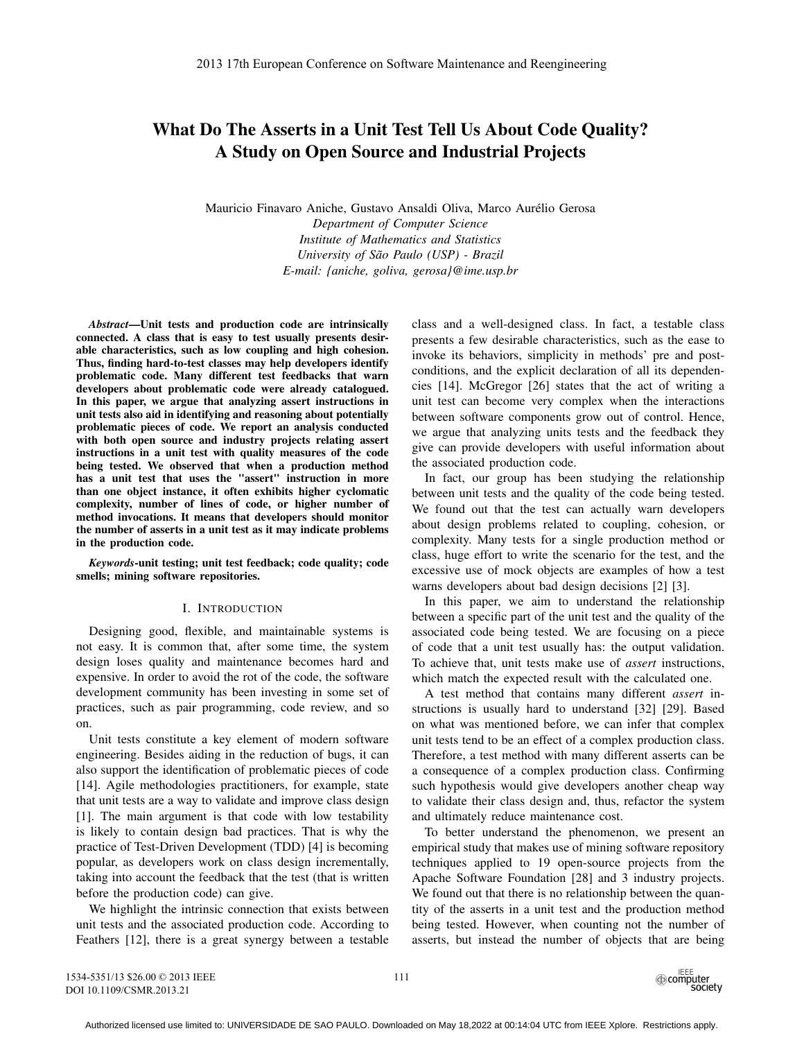# What Do The Asserts in a Unit Test Tell Us About Code Quality? A Study on Open Source and Industrial Projects

Mauricio Finavaro Aniche, Gustavo Ansaldi Oliva, Marco Aurélio Gerosa
*Department of Computer Science*
*Institute of Mathematics and Statistics*
*University of São Paulo (USP) - Brazil*
*E-mail: {aniche, goliva, gerosa}@ime.usp.br*

***Abstract*—Unit tests and production code are intrinsically connected. A class that is easy to test usually presents desirable characteristics, such as low coupling and high cohesion. Thus, finding hard-to-test classes may help developers identify problematic code. Many different test feedbacks that warn developers about problematic code were already catalogued. In this paper, we argue that analyzing assert instructions in unit tests also aid in identifying and reasoning about potentially problematic pieces of code. We report an analysis conducted with both open source and industry projects relating assert instructions in a unit test with quality measures of the code being tested. We observed that when a production method has a unit test that uses the "assert" instruction in more than one object instance, it often exhibits higher cyclomatic complexity, number of lines of code, or higher number of method invocations. It means that developers should monitor the number of asserts in a unit test as it may indicate problems in the production code.**

***Keywords*-unit testing; unit test feedback; code quality; code smells; mining software repositories.**

## I. Introduction

Designing good, flexible, and maintainable systems is not easy. It is common that, after some time, the system design loses quality and maintenance becomes hard and expensive. In order to avoid the rot of the code, the software development community has been investing in some set of practices, such as pair programming, code review, and so on.

Unit tests constitute a key element of modern software engineering. Besides aiding in the reduction of bugs, it can also support the identification of problematic pieces of code [14]. Agile methodologies practitioners, for example, state that unit tests are a way to validate and improve class design [1]. The main argument is that code with low testability is likely to contain design bad practices. That is why the practice of Test-Driven Development (TDD) [4] is becoming popular, as developers work on class design incrementally, taking into account the feedback that the test (that is written before the production code) can give.

We highlight the intrinsic connection that exists between unit tests and the associated production code. According to Feathers [12], there is a great synergy between a testable class and a well-designed class. In fact, a testable class presents a few desirable characteristics, such as the ease to invoke its behaviors, simplicity in methods' pre and post-conditions, and the explicit declaration of all its dependencies [14]. McGregor [26] states that the act of writing a unit test can become very complex when the interactions between software components grow out of control. Hence, we argue that analyzing units tests and the feedback they give can provide developers with useful information about the associated production code.

In fact, our group has been studying the relationship between unit tests and the quality of the code being tested. We found out that the test can actually warn developers about design problems related to coupling, cohesion, or complexity. Many tests for a single production method or class, huge effort to write the scenario for the test, and the excessive use of mock objects are examples of how a test warns developers about bad design decisions [2] [3].

In this paper, we aim to understand the relationship between a specific part of the unit test and the quality of the associated code being tested. We are focusing on a piece of code that a unit test usually has: the output validation. To achieve that, unit tests make use of *assert* instructions, which match the expected result with the calculated one.

A test method that contains many different *assert* instructions is usually hard to understand [32] [29]. Based on what was mentioned before, we can infer that complex unit tests tend to be an effect of a complex production class. Therefore, a test method with many different asserts can be a consequence of a complex production class. Confirming such hypothesis would give developers another cheap way to validate their class design and, thus, refactor the system and ultimately reduce maintenance cost.

To better understand the phenomenon, we present an empirical study that makes use of mining software repository techniques applied to 19 open-source projects from the Apache Software Foundation [28] and 3 industry projects. We found out that there is no relationship between the quantity of the asserts in a unit test and the production method being tested. However, when counting not the number of asserts, but instead the number of objects that are being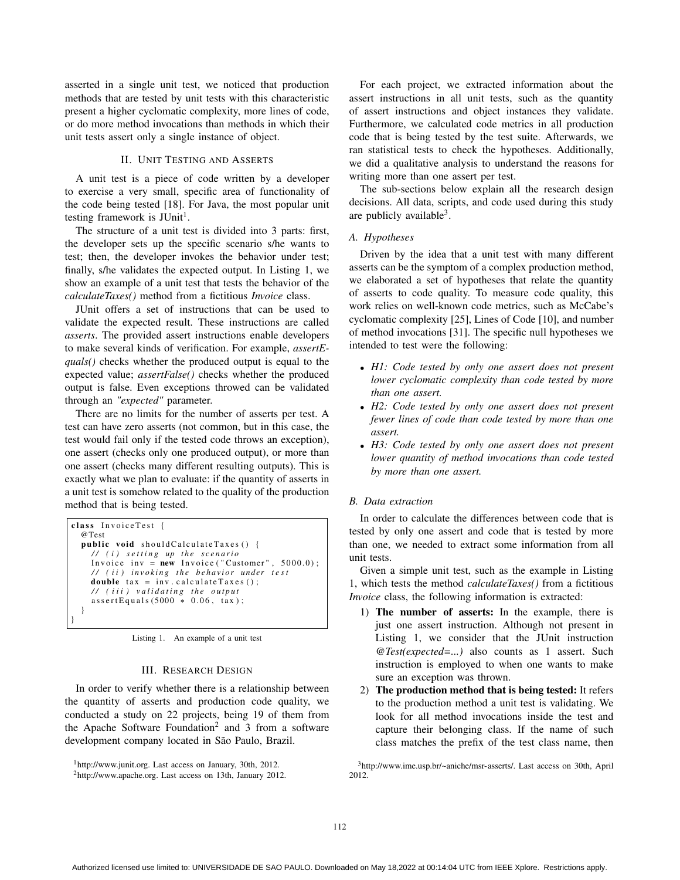asserted in a single unit test, we noticed that production methods that are tested by unit tests with this characteristic present a higher cyclomatic complexity, more lines of code, or do more method invocations than methods in which their unit tests assert only a single instance of object.

## II. Unit Testing and Asserts

A unit test is a piece of code written by a developer to exercise a very small, specific area of functionality of the code being tested [18]. For Java, the most popular unit testing framework is JUnit[1].

The structure of a unit test is divided into 3 parts: first, the developer sets up the specific scenario s/he wants to test; then, the developer invokes the behavior under test; finally, s/he validates the expected output. In Listing 1, we show an example of a unit test that tests the behavior of the *calculateTaxes()* method from a fictitious *Invoice* class.

JUnit offers a set of instructions that can be used to validate the expected result. These instructions are called *asserts*. The provided assert instructions enable developers to make several kinds of verification. For example, *assertEquals()* checks whether the produced output is equal to the expected value; *assertFalse()* checks whether the produced output is false. Even exceptions throwed can be validated through an *"expected"* parameter.

There are no limits for the number of asserts per test. A test can have zero asserts (not common, but in this case, the test would fail only if the tested code throws an exception), one assert (checks only one produced output), or more than one assert (checks many different resulting outputs). This is exactly what we plan to evaluate: if the quantity of asserts in a unit test is somehow related to the quality of the production method that is being tested.

```
class InvoiceTest {
  @Test
  public void shouldCalculateTaxes() {
    // (i) setting up the scenario
    Invoice inv = new Invoice("Customer", 5000.0);
    // (ii) invoking the behavior under test
    double tax = inv.calculateTaxes();
    // (iii) validating the output
    assertEquals(5000 * 0.06, tax);
  }
}
```

Listing 1. An example of a unit test

## III. Research Design

In order to verify whether there is a relationship between the quantity of asserts and production code quality, we conducted a study on 22 projects, being 19 of them from the Apache Software Foundation[2] and 3 from a software development company located in São Paulo, Brazil.

For each project, we extracted information about the assert instructions in all unit tests, such as the quantity of assert instructions and object instances they validate. Furthermore, we calculated code metrics in all production code that is being tested by the test suite. Afterwards, we ran statistical tests to check the hypotheses. Additionally, we did a qualitative analysis to understand the reasons for writing more than one assert per test.

The sub-sections below explain all the research design decisions. All data, scripts, and code used during this study are publicly available[3].

### A. Hypotheses

Driven by the idea that a unit test with many different asserts can be the symptom of a complex production method, we elaborated a set of hypotheses that relate the quantity of asserts to code quality. To measure code quality, this work relies on well-known code metrics, such as McCabe's cyclomatic complexity [25], Lines of Code [10], and number of method invocations [31]. The specific null hypotheses we intended to test were the following:

- *H1: Code tested by only one assert does not present lower cyclomatic complexity than code tested by more than one assert.*
- *H2: Code tested by only one assert does not present fewer lines of code than code tested by more than one assert.*
- *H3: Code tested by only one assert does not present lower quantity of method invocations than code tested by more than one assert.*

### B. Data extraction

In order to calculate the differences between code that is tested by only one assert and code that is tested by more than one, we needed to extract some information from all unit tests.

Given a simple unit test, such as the example in Listing 1, which tests the method *calculateTaxes()* from a fictitious *Invoice* class, the following information is extracted:

1) **The number of asserts:** In the example, there is just one assert instruction. Although not present in Listing 1, we consider that the JUnit instruction *@Test(expected=...)* also counts as 1 assert. Such instruction is employed to when one wants to make sure an exception was thrown.
2) **The production method that is being tested:** It refers to the production method a unit test is validating. We look for all method invocations inside the test and capture their belonging class. If the name of such class matches the prefix of the test class name, then

[1]http://www.junit.org. Last access on January, 30th, 2012.

[2]http://www.apache.org. Last access on 13th, January 2012.

[3]http://www.ime.usp.br/~aniche/msr-asserts/. Last access on 30th, April 2012.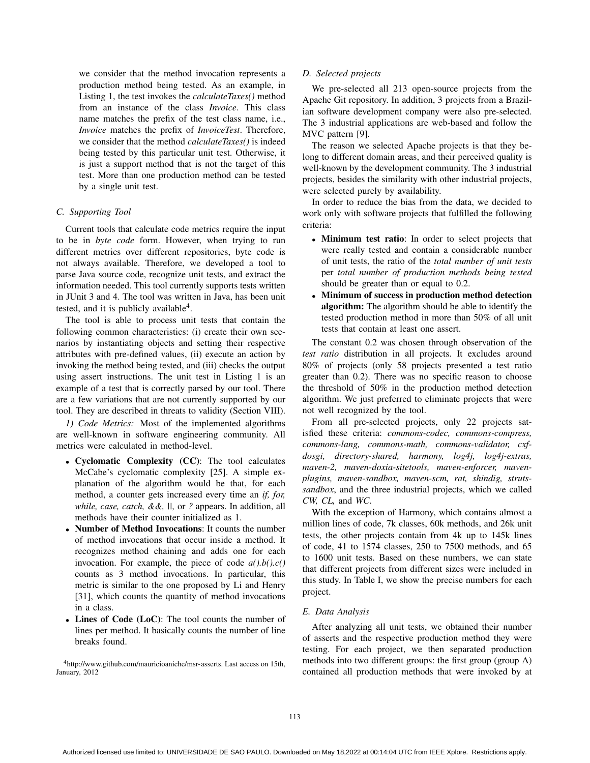we consider that the method invocation represents a production method being tested. As an example, in Listing 1, the test invokes the *calculateTaxes()* method from an instance of the class *Invoice*. This class name matches the prefix of the test class name, i.e., *Invoice* matches the prefix of *InvoiceTest*. Therefore, we consider that the method *calculateTaxes()* is indeed being tested by this particular unit test. Otherwise, it is just a support method that is not the target of this test. More than one production method can be tested by a single unit test.

### C. Supporting Tool

Current tools that calculate code metrics require the input to be in *byte code* form. However, when trying to run different metrics over different repositories, byte code is not always available. Therefore, we developed a tool to parse Java source code, recognize unit tests, and extract the information needed. This tool currently supports tests written in JUnit 3 and 4. The tool was written in Java, has been unit tested, and it is publicly available[4].

The tool is able to process unit tests that contain the following common characteristics: (i) create their own scenarios by instantiating objects and setting their respective attributes with pre-defined values, (ii) execute an action by invoking the method being tested, and (iii) checks the output using assert instructions. The unit test in Listing 1 is an example of a test that is correctly parsed by our tool. There are a few variations that are not currently supported by our tool. They are described in threats to validity (Section VIII).

*1) Code Metrics:* Most of the implemented algorithms are well-known in software engineering community. All metrics were calculated in method-level.

- **Cyclomatic Complexity (CC)**: The tool calculates McCabe's cyclomatic complexity [25]. A simple explanation of the algorithm would be that, for each method, a counter gets increased every time an *if, for, while, case, catch, &&,* ||, or *?* appears. In addition, all methods have their counter initialized as 1.
- **Number of Method Invocations**: It counts the number of method invocations that occur inside a method. It recognizes method chaining and adds one for each invocation. For example, the piece of code *a().b().c()* counts as 3 method invocations. In particular, this metric is similar to the one proposed by Li and Henry [31], which counts the quantity of method invocations in a class.
- **Lines of Code (LoC)**: The tool counts the number of lines per method. It basically counts the number of line breaks found.

[4]http://www.github.com/mauricioaniche/msr-asserts. Last access on 15th, January, 2012

### D. Selected projects

We pre-selected all 213 open-source projects from the Apache Git repository. In addition, 3 projects from a Brazilian software development company were also pre-selected. The 3 industrial applications are web-based and follow the MVC pattern [9].

The reason we selected Apache projects is that they belong to different domain areas, and their perceived quality is well-known by the development community. The 3 industrial projects, besides the similarity with other industrial projects, were selected purely by availability.

In order to reduce the bias from the data, we decided to work only with software projects that fulfilled the following criteria:

- **Minimum test ratio**: In order to select projects that were really tested and contain a considerable number of unit tests, the ratio of the *total number of unit tests* per *total number of production methods being tested* should be greater than or equal to 0.2.
- **Minimum of success in production method detection algorithm:** The algorithm should be able to identify the tested production method in more than 50% of all unit tests that contain at least one assert.

The constant 0.2 was chosen through observation of the *test ratio* distribution in all projects. It excludes around 80% of projects (only 58 projects presented a test ratio greater than 0.2). There was no specific reason to choose the threshold of 50% in the production method detection algorithm. We just preferred to eliminate projects that were not well recognized by the tool.

From all pre-selected projects, only 22 projects satisfied these criteria: *commons-codec, commons-compress, commons-lang, commons-math, commons-validator, cxf-dosgi, directory-shared, harmony, log4j, log4j-extras, maven-2, maven-doxia-sitetools, maven-enforcer, maven-plugins, maven-sandbox, maven-scm, rat, shindig, struts-sandbox*, and the three industrial projects, which we called *CW, CL,* and *WC*.

With the exception of Harmony, which contains almost a million lines of code, 7k classes, 60k methods, and 26k unit tests, the other projects contain from 4k up to 145k lines of code, 41 to 1574 classes, 250 to 7500 methods, and 65 to 1600 unit tests. Based on these numbers, we can state that different projects from different sizes were included in this study. In Table I, we show the precise numbers for each project.

### E. Data Analysis

After analyzing all unit tests, we obtained their number of asserts and the respective production method they were testing. For each project, we then separated production methods into two different groups: the first group (group A) contained all production methods that were invoked by at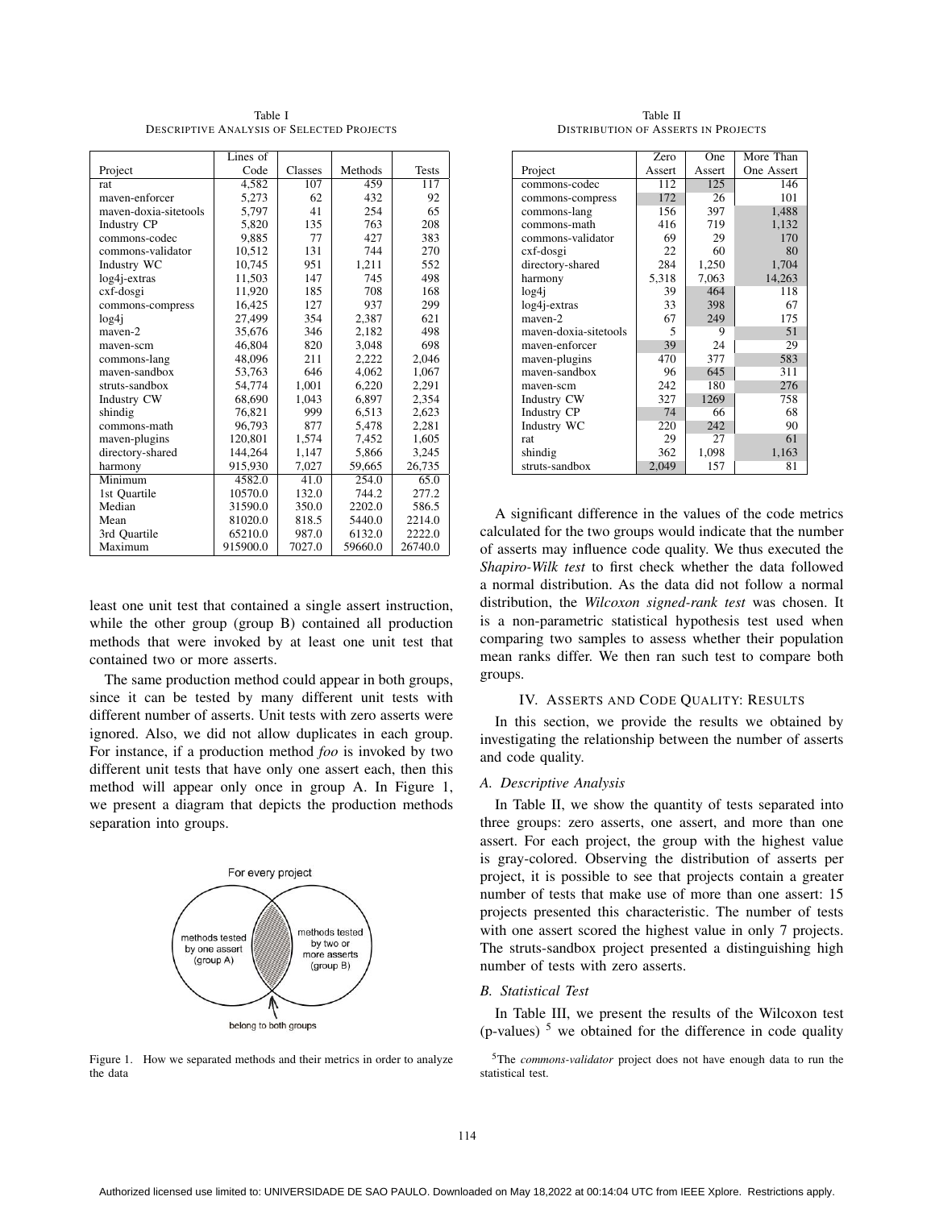Table I
DESCRIPTIVE ANALYSIS OF SELECTED PROJECTS

| Project | Lines of Code | Classes | Methods | Tests |
|---|---|---|---|---|
| rat | 4,582 | 107 | 459 | 117 |
| maven-enforcer | 5,273 | 62 | 432 | 92 |
| maven-doxia-sitetools | 5,797 | 41 | 254 | 65 |
| Industry CP | 5,820 | 135 | 763 | 208 |
| commons-codec | 9,885 | 77 | 427 | 383 |
| commons-validator | 10,512 | 131 | 744 | 270 |
| Industry WC | 10,745 | 951 | 1,211 | 552 |
| log4j-extras | 11,503 | 147 | 745 | 498 |
| cxf-dosgi | 11,920 | 185 | 708 | 168 |
| commons-compress | 16,425 | 127 | 937 | 299 |
| log4j | 27,499 | 354 | 2,387 | 621 |
| maven-2 | 35,676 | 346 | 2,182 | 498 |
| maven-scm | 46,804 | 820 | 3,048 | 698 |
| commons-lang | 48,096 | 211 | 2,222 | 2,046 |
| maven-sandbox | 53,763 | 646 | 4,062 | 1,067 |
| struts-sandbox | 54,774 | 1,001 | 6,220 | 2,291 |
| Industry CW | 68,690 | 1,043 | 6,897 | 2,354 |
| shindig | 76,821 | 999 | 6,513 | 2,623 |
| commons-math | 96,793 | 877 | 5,478 | 2,281 |
| maven-plugins | 120,801 | 1,574 | 7,452 | 1,605 |
| directory-shared | 144,264 | 1,147 | 5,866 | 3,245 |
| harmony | 915,930 | 7,027 | 59,665 | 26,735 |
| Minimum | 4582.0 | 41.0 | 254.0 | 65.0 |
| 1st Quartile | 10570.0 | 132.0 | 744.2 | 277.2 |
| Median | 31590.0 | 350.0 | 2202.0 | 586.5 |
| Mean | 81020.0 | 818.5 | 5440.0 | 2214.0 |
| 3rd Quartile | 65210.0 | 987.0 | 6132.0 | 2222.0 |
| Maximum | 915900.0 | 7027.0 | 59660.0 | 26740.0 |

least one unit test that contained a single assert instruction, while the other group (group B) contained all production methods that were invoked by at least one unit test that contained two or more asserts.

The same production method could appear in both groups, since it can be tested by many different unit tests with different number of asserts. Unit tests with zero asserts were ignored. Also, we did not allow duplicates in each group. For instance, if a production method *foo* is invoked by two different unit tests that have only one assert each, then this method will appear only once in group A. In Figure 1, we present a diagram that depicts the production methods separation into groups.

Figure 1. How we separated methods and their metrics in order to analyze the data

Table II
DISTRIBUTION OF ASSERTS IN PROJECTS

| Project | Zero Assert | One Assert | More Than One Assert |
|---|---|---|---|
| commons-codec | 112 | 125 | 146 |
| commons-compress | 172 | 26 | 101 |
| commons-lang | 156 | 397 | 1,488 |
| commons-math | 416 | 719 | 1,132 |
| commons-validator | 69 | 29 | 170 |
| cxf-dosgi | 22 | 60 | 80 |
| directory-shared | 284 | 1,250 | 1,704 |
| harmony | 5,318 | 7,063 | 14,263 |
| log4j | 39 | 464 | 118 |
| log4j-extras | 33 | 398 | 67 |
| maven-2 | 67 | 249 | 175 |
| maven-doxia-sitetools | 5 | 9 | 51 |
| maven-enforcer | 39 | 24 | 29 |
| maven-plugins | 470 | 377 | 583 |
| maven-sandbox | 96 | 645 | 311 |
| maven-scm | 242 | 180 | 276 |
| Industry CW | 327 | 1269 | 758 |
| Industry CP | 74 | 66 | 68 |
| Industry WC | 220 | 242 | 90 |
| rat | 29 | 27 | 61 |
| shindig | 362 | 1,098 | 1,163 |
| struts-sandbox | 2,049 | 157 | 81 |

A significant difference in the values of the code metrics calculated for the two groups would indicate that the number of asserts may influence code quality. We thus executed the *Shapiro-Wilk test* to first check whether the data followed a normal distribution. As the data did not follow a normal distribution, the *Wilcoxon signed-rank test* was chosen. It is a non-parametric statistical hypothesis test used when comparing two samples to assess whether their population mean ranks differ. We then ran such test to compare both groups.

## IV. Asserts and Code Quality: Results

In this section, we provide the results we obtained by investigating the relationship between the number of asserts and code quality.

### A. Descriptive Analysis

In Table II, we show the quantity of tests separated into three groups: zero asserts, one assert, and more than one assert. For each project, the group with the highest value is gray-colored. Observing the distribution of asserts per project, it is possible to see that projects contain a greater number of tests that make use of more than one assert: 15 projects presented this characteristic. The number of tests with one assert scored the highest value in only 7 projects. The struts-sandbox project presented a distinguishing high number of tests with zero asserts.

### B. Statistical Test

In Table III, we present the results of the Wilcoxon test (p-values) [5] we obtained for the difference in code quality

[5]The *commons-validator* project does not have enough data to run the statistical test.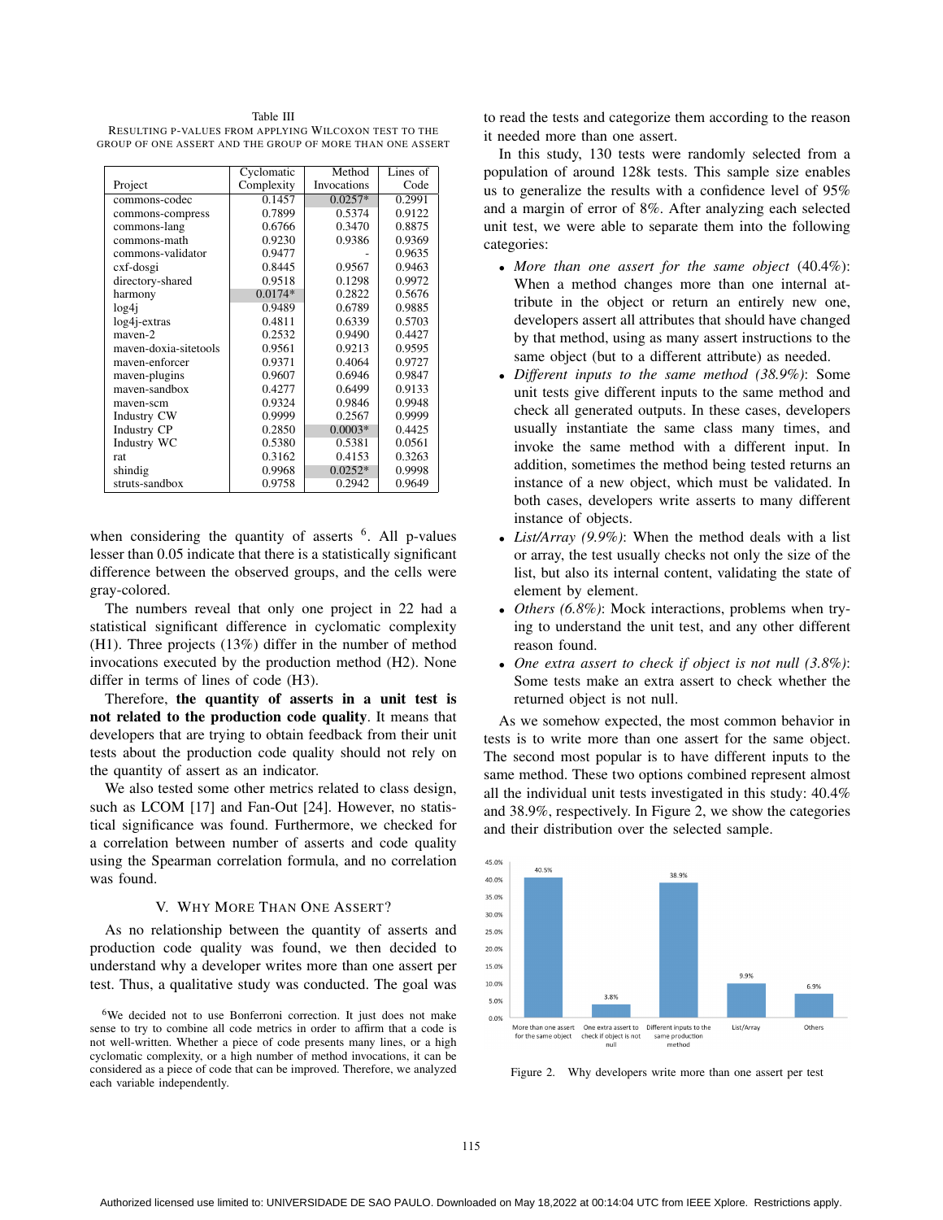Table III

RESULTING P-VALUES FROM APPLYING WILCOXON TEST TO THE GROUP OF ONE ASSERT AND THE GROUP OF MORE THAN ONE ASSERT

| Project | Cyclomatic Complexity | Method Invocations | Lines of Code |
|---|---|---|---|
| commons-codec | 0.1457 | 0.0257* | 0.2991 |
| commons-compress | 0.7899 | 0.5374 | 0.9122 |
| commons-lang | 0.6766 | 0.3470 | 0.8875 |
| commons-math | 0.9230 | 0.9386 | 0.9369 |
| commons-validator | 0.9477 | - | 0.9635 |
| cxf-dosgi | 0.8445 | 0.9567 | 0.9463 |
| directory-shared | 0.9518 | 0.1298 | 0.9972 |
| harmony | 0.0174* | 0.2822 | 0.5676 |
| log4j | 0.9489 | 0.6789 | 0.9885 |
| log4j-extras | 0.4811 | 0.6339 | 0.5703 |
| maven-2 | 0.2532 | 0.9490 | 0.4427 |
| maven-doxia-sitetools | 0.9561 | 0.9213 | 0.9595 |
| maven-enforcer | 0.9371 | 0.4064 | 0.9727 |
| maven-plugins | 0.9607 | 0.6946 | 0.9847 |
| maven-sandbox | 0.4277 | 0.6499 | 0.9133 |
| maven-scm | 0.9324 | 0.9846 | 0.9948 |
| Industry CW | 0.9999 | 0.2567 | 0.9999 |
| Industry CP | 0.2850 | 0.0003* | 0.4425 |
| Industry WC | 0.5380 | 0.5381 | 0.0561 |
| rat | 0.3162 | 0.4153 | 0.3263 |
| shindig | 0.9968 | 0.0252* | 0.9998 |
| struts-sandbox | 0.9758 | 0.2942 | 0.9649 |

when considering the quantity of asserts [6]. All p-values lesser than 0.05 indicate that there is a statistically significant difference between the observed groups, and the cells were gray-colored.

The numbers reveal that only one project in 22 had a statistical significant difference in cyclomatic complexity (H1). Three projects (13%) differ in the number of method invocations executed by the production method (H2). None differ in terms of lines of code (H3).

Therefore, **the quantity of asserts in a unit test is not related to the production code quality**. It means that developers that are trying to obtain feedback from their unit tests about the production code quality should not rely on the quantity of assert as an indicator.

We also tested some other metrics related to class design, such as LCOM [17] and Fan-Out [24]. However, no statistical significance was found. Furthermore, we checked for a correlation between number of asserts and code quality using the Spearman correlation formula, and no correlation was found.

## V. WHY MORE THAN ONE ASSERT?

As no relationship between the quantity of asserts and production code quality was found, we then decided to understand why a developer writes more than one assert per test. Thus, a qualitative study was conducted. The goal was to read the tests and categorize them according to the reason it needed more than one assert.

In this study, 130 tests were randomly selected from a population of around 128k tests. This sample size enables us to generalize the results with a confidence level of 95% and a margin of error of 8%. After analyzing each selected unit test, we were able to separate them into the following categories:

- *More than one assert for the same object* (40.4%): When a method changes more than one internal attribute in the object or return an entirely new one, developers assert all attributes that should have changed by that method, using as many assert instructions to the same object (but to a different attribute) as needed.
- *Different inputs to the same method (38.9%)*: Some unit tests give different inputs to the same method and check all generated outputs. In these cases, developers usually instantiate the same class many times, and invoke the same method with a different input. In addition, sometimes the method being tested returns an instance of a new object, which must be validated. In both cases, developers write asserts to many different instance of objects.
- *List/Array (9.9%)*: When the method deals with a list or array, the test usually checks not only the size of the list, but also its internal content, validating the state of element by element.
- *Others (6.8%)*: Mock interactions, problems when trying to understand the unit test, and any other different reason found.
- *One extra assert to check if object is not null (3.8%)*: Some tests make an extra assert to check whether the returned object is not null.

As we somehow expected, the most common behavior in tests is to write more than one assert for the same object. The second most popular is to have different inputs to the same method. These two options combined represent almost all the individual unit tests investigated in this study: 40.4% and 38.9%, respectively. In Figure 2, we show the categories and their distribution over the selected sample.

Figure 2. Why developers write more than one assert per test

[6] We decided not to use Bonferroni correction. It just does not make sense to try to combine all code metrics in order to affirm that a code is not well-written. Whether a piece of code presents many lines, or a high cyclomatic complexity, or a high number of method invocations, it can be considered as a piece of code that can be improved. Therefore, we analyzed each variable independently.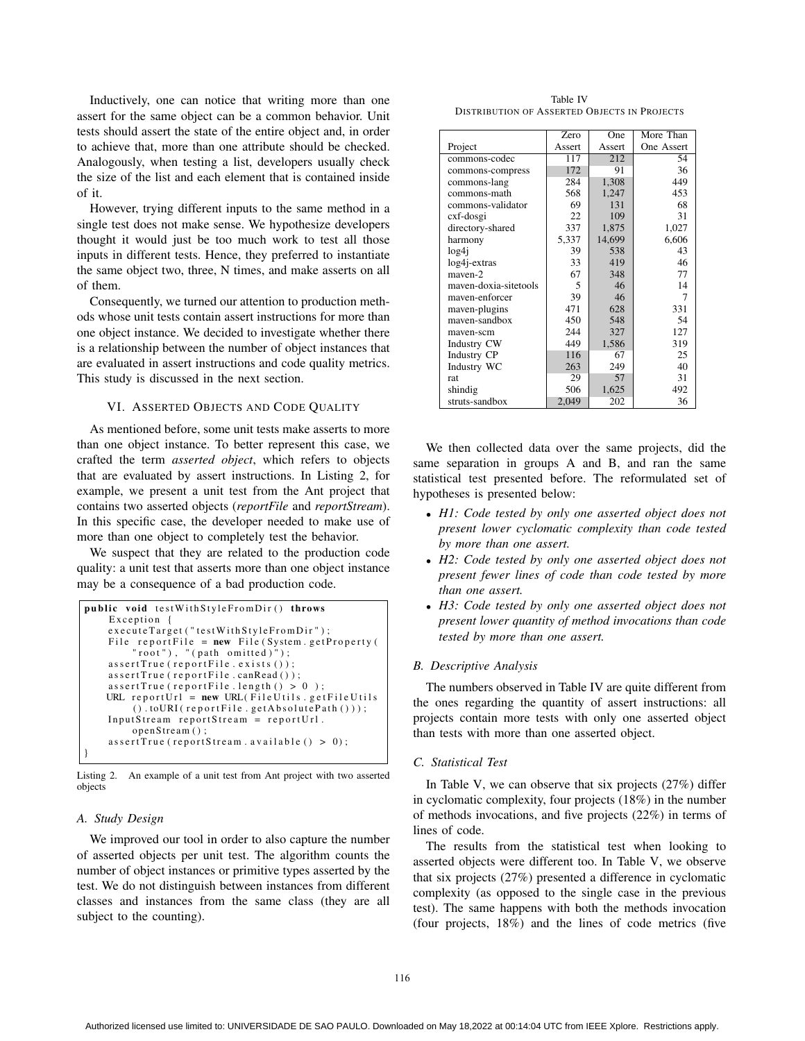Inductively, one can notice that writing more than one assert for the same object can be a common behavior. Unit tests should assert the state of the entire object and, in order to achieve that, more than one attribute should be checked. Analogously, when testing a list, developers usually check the size of the list and each element that is contained inside of it.

However, trying different inputs to the same method in a single test does not make sense. We hypothesize developers thought it would just be too much work to test all those inputs in different tests. Hence, they preferred to instantiate the same object two, three, N times, and make asserts on all of them.

Consequently, we turned our attention to production methods whose unit tests contain assert instructions for more than one object instance. We decided to investigate whether there is a relationship between the number of object instances that are evaluated in assert instructions and code quality metrics. This study is discussed in the next section.

## VI. Asserted Objects and Code Quality

As mentioned before, some unit tests make asserts to more than one object instance. To better represent this case, we crafted the term *asserted object*, which refers to objects that are evaluated by assert instructions. In Listing 2, for example, we present a unit test from the Ant project that contains two asserted objects (*reportFile* and *reportStream*). In this specific case, the developer needed to make use of more than one object to completely test the behavior.

We suspect that they are related to the production code quality: a unit test that asserts more than one object instance may be a consequence of a bad production code.

```
public void testWithStyleFromDir() throws
    Exception {
    executeTarget("testWithStyleFromDir");
    File reportFile = new File(System.getProperty(
        "root"), "(path omitted)");
    assertTrue(reportFile.exists());
    assertTrue(reportFile.canRead());
    assertTrue(reportFile.length() > 0 );
    URL reportUrl = new URL(FileUtils.getFileUtils
        ().toURI(reportFile.getAbsolutePath()));
    InputStream reportStream = reportUrl.
        openStream();
    assertTrue(reportStream.available() > 0);
}
```

Listing 2. An example of a unit test from Ant project with two asserted objects

### A. Study Design

We improved our tool in order to also capture the number of asserted objects per unit test. The algorithm counts the number of object instances or primitive types asserted by the test. We do not distinguish between instances from different classes and instances from the same class (they are all subject to the counting).

Table IV
Distribution of Asserted Objects in Projects

| Project | Zero Assert | One Assert | More Than One Assert |
|---|---|---|---|
| commons-codec | 117 | 212 | 54 |
| commons-compress | 172 | 91 | 36 |
| commons-lang | 284 | 1,308 | 449 |
| commons-math | 568 | 1,247 | 453 |
| commons-validator | 69 | 131 | 68 |
| cxf-dosgi | 22 | 109 | 31 |
| directory-shared | 337 | 1,875 | 1,027 |
| harmony | 5,337 | 14,699 | 6,606 |
| log4j | 39 | 538 | 43 |
| log4j-extras | 33 | 419 | 46 |
| maven-2 | 67 | 348 | 77 |
| maven-doxia-sitetools | 5 | 46 | 14 |
| maven-enforcer | 39 | 46 | 7 |
| maven-plugins | 471 | 628 | 331 |
| maven-sandbox | 450 | 548 | 54 |
| maven-scm | 244 | 327 | 127 |
| Industry CW | 449 | 1,586 | 319 |
| Industry CP | 116 | 67 | 25 |
| Industry WC | 263 | 249 | 40 |
| rat | 29 | 57 | 31 |
| shindig | 506 | 1,625 | 492 |
| struts-sandbox | 2,049 | 202 | 36 |

We then collected data over the same projects, did the same separation in groups A and B, and ran the same statistical test presented before. The reformulated set of hypotheses is presented below:

- *H1: Code tested by only one asserted object does not present lower cyclomatic complexity than code tested by more than one assert.*
- *H2: Code tested by only one asserted object does not present fewer lines of code than code tested by more than one assert.*
- *H3: Code tested by only one asserted object does not present lower quantity of method invocations than code tested by more than one assert.*

### B. Descriptive Analysis

The numbers observed in Table IV are quite different from the ones regarding the quantity of assert instructions: all projects contain more tests with only one asserted object than tests with more than one asserted object.

### C. Statistical Test

In Table V, we can observe that six projects (27%) differ in cyclomatic complexity, four projects (18%) in the number of methods invocations, and five projects (22%) in terms of lines of code.

The results from the statistical test when looking to asserted objects were different too. In Table V, we observe that six projects (27%) presented a difference in cyclomatic complexity (as opposed to the single case in the previous test). The same happens with both the methods invocation (four projects, 18%) and the lines of code metrics (five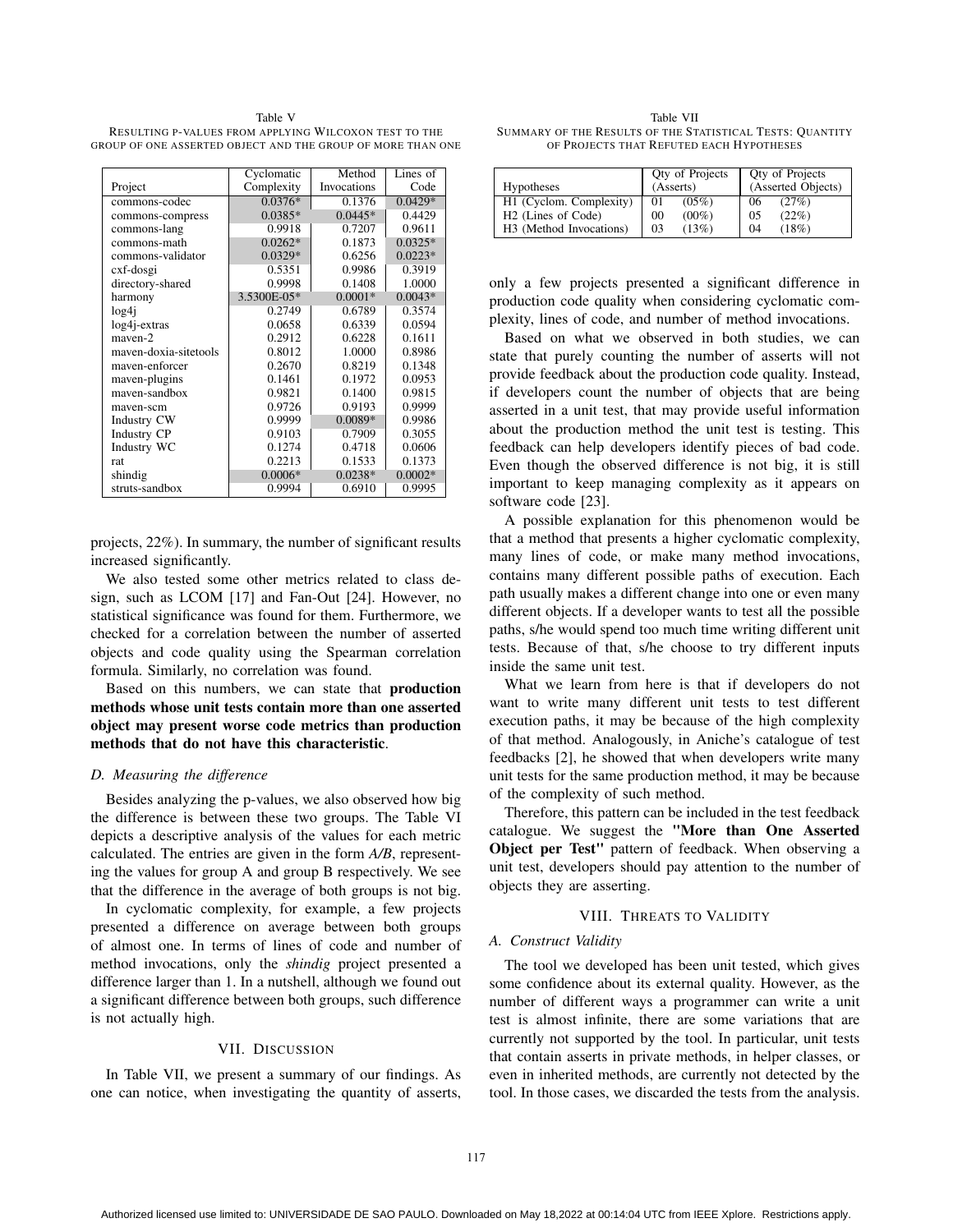Table V
RESULTING P-VALUES FROM APPLYING WILCOXON TEST TO THE GROUP OF ONE ASSERTED OBJECT AND THE GROUP OF MORE THAN ONE

| Project | Cyclomatic Complexity | Method Invocations | Lines of Code |
|---|---|---|---|
| commons-codec | 0.0376* | 0.1376 | 0.0429* |
| commons-compress | 0.0385* | 0.0445* | 0.4429 |
| commons-lang | 0.9918 | 0.7207 | 0.9611 |
| commons-math | 0.0262* | 0.1873 | 0.0325* |
| commons-validator | 0.0329* | 0.6256 | 0.0223* |
| cxf-dosgi | 0.5351 | 0.9986 | 0.3919 |
| directory-shared | 0.9998 | 0.1408 | 1.0000 |
| harmony | 3.5300E-05* | 0.0001* | 0.0043* |
| log4j | 0.2749 | 0.6789 | 0.3574 |
| log4j-extras | 0.0658 | 0.6339 | 0.0594 |
| maven-2 | 0.2912 | 0.6228 | 0.1611 |
| maven-doxia-sitetools | 0.8012 | 1.0000 | 0.8986 |
| maven-enforcer | 0.2670 | 0.8219 | 0.1348 |
| maven-plugins | 0.1461 | 0.1972 | 0.0953 |
| maven-sandbox | 0.9821 | 0.1400 | 0.9815 |
| maven-scm | 0.9726 | 0.9193 | 0.9999 |
| Industry CW | 0.9999 | 0.0089* | 0.9986 |
| Industry CP | 0.9103 | 0.7909 | 0.3055 |
| Industry WC | 0.1274 | 0.4718 | 0.0606 |
| rat | 0.2213 | 0.1533 | 0.1373 |
| shindig | 0.0006* | 0.0238* | 0.0002* |
| struts-sandbox | 0.9994 | 0.6910 | 0.9995 |

projects, 22%). In summary, the number of significant results increased significantly.

We also tested some other metrics related to class design, such as LCOM [17] and Fan-Out [24]. However, no statistical significance was found for them. Furthermore, we checked for a correlation between the number of asserted objects and code quality using the Spearman correlation formula. Similarly, no correlation was found.

Based on this numbers, we can state that **production methods whose unit tests contain more than one asserted object may present worse code metrics than production methods that do not have this characteristic**.

### *D. Measuring the difference*

Besides analyzing the p-values, we also observed how big the difference is between these two groups. The Table VI depicts a descriptive analysis of the values for each metric calculated. The entries are given in the form *A/B*, representing the values for group A and group B respectively. We see that the difference in the average of both groups is not big.

In cyclomatic complexity, for example, a few projects presented a difference on average between both groups of almost one. In terms of lines of code and number of method invocations, only the *shindig* project presented a difference larger than 1. In a nutshell, although we found out a significant difference between both groups, such difference is not actually high.

## VII. DISCUSSION

In Table VII, we present a summary of our findings. As one can notice, when investigating the quantity of asserts, only a few projects presented a significant difference in production code quality when considering cyclomatic complexity, lines of code, and number of method invocations.

Table VII
SUMMARY OF THE RESULTS OF THE STATISTICAL TESTS: QUANTITY OF PROJECTS THAT REFUTED EACH HYPOTHESES

| Hypotheses | Qty of Projects (Asserts) | | Qty of Projects (Asserted Objects) | |
|---|---|---|---|---|
| H1 (Cyclom. Complexity) | 01 | (05%) | 06 | (27%) |
| H2 (Lines of Code) | 00 | (00%) | 05 | (22%) |
| H3 (Method Invocations) | 03 | (13%) | 04 | (18%) |

Based on what we observed in both studies, we can state that purely counting the number of asserts will not provide feedback about the production code quality. Instead, if developers count the number of objects that are being asserted in a unit test, that may provide useful information about the production method the unit test is testing. This feedback can help developers identify pieces of bad code. Even though the observed difference is not big, it is still important to keep managing complexity as it appears on software code [23].

A possible explanation for this phenomenon would be that a method that presents a higher cyclomatic complexity, many lines of code, or make many method invocations, contains many different possible paths of execution. Each path usually makes a different change into one or even many different objects. If a developer wants to test all the possible paths, s/he would spend too much time writing different unit tests. Because of that, s/he choose to try different inputs inside the same unit test.

What we learn from here is that if developers do not want to write many different unit tests to test different execution paths, it may be because of the high complexity of that method. Analogously, in Aniche's catalogue of test feedbacks [2], he showed that when developers write many unit tests for the same production method, it may be because of the complexity of such method.

Therefore, this pattern can be included in the test feedback catalogue. We suggest the **"More than One Asserted Object per Test"** pattern of feedback. When observing a unit test, developers should pay attention to the number of objects they are asserting.

## VIII. THREATS TO VALIDITY

### *A. Construct Validity*

The tool we developed has been unit tested, which gives some confidence about its external quality. However, as the number of different ways a programmer can write a unit test is almost infinite, there are some variations that are currently not supported by the tool. In particular, unit tests that contain asserts in private methods, in helper classes, or even in inherited methods, are currently not detected by the tool. In those cases, we discarded the tests from the analysis.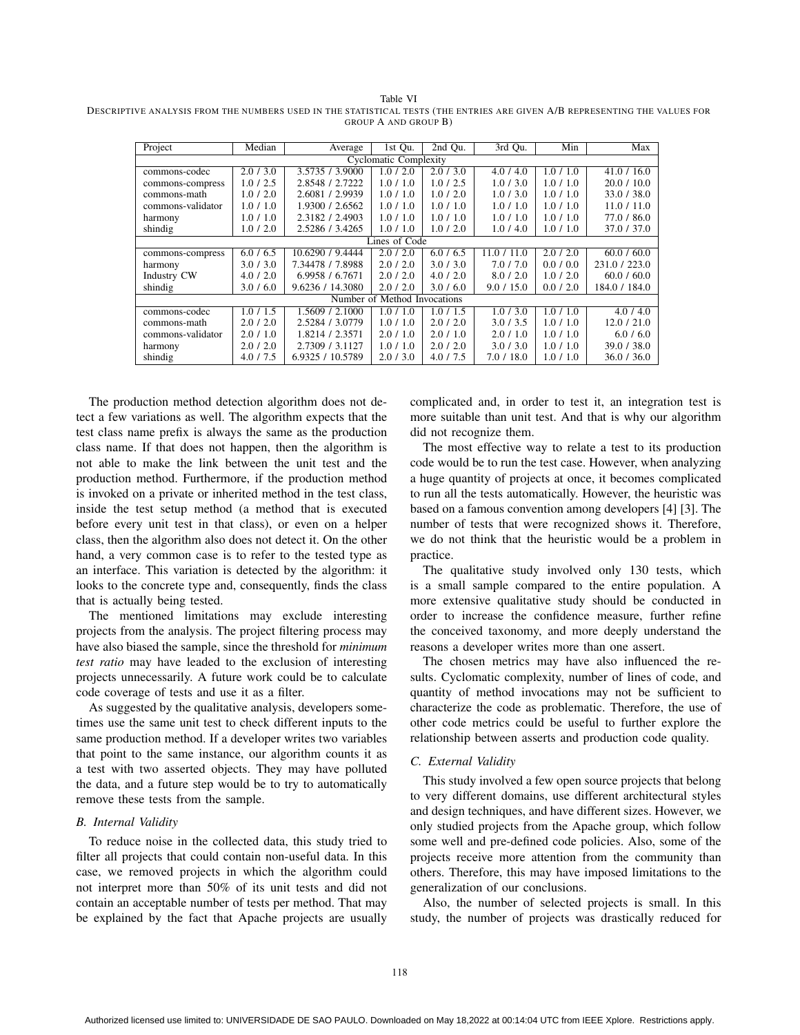Table VI
DESCRIPTIVE ANALYSIS FROM THE NUMBERS USED IN THE STATISTICAL TESTS (THE ENTRIES ARE GIVEN A/B REPRESENTING THE VALUES FOR GROUP A AND GROUP B)

| Project | Median | Average | 1st Qu. | 2nd Qu. | 3rd Qu. | Min | Max |
|---|---|---|---|---|---|---|---|
| Cyclomatic Complexity | | | | | | | |
| commons-codec | 2.0 / 3.0 | 3.5735 / 3.9000 | 1.0 / 2.0 | 2.0 / 3.0 | 4.0 / 4.0 | 1.0 / 1.0 | 41.0 / 16.0 |
| commons-compress | 1.0 / 2.5 | 2.8548 / 2.7222 | 1.0 / 1.0 | 1.0 / 2.5 | 1.0 / 3.0 | 1.0 / 1.0 | 20.0 / 10.0 |
| commons-math | 1.0 / 2.0 | 2.6081 / 2.9939 | 1.0 / 1.0 | 1.0 / 2.0 | 1.0 / 3.0 | 1.0 / 1.0 | 33.0 / 38.0 |
| commons-validator | 1.0 / 1.0 | 1.9300 / 2.6562 | 1.0 / 1.0 | 1.0 / 1.0 | 1.0 / 1.0 | 1.0 / 1.0 | 11.0 / 11.0 |
| harmony | 1.0 / 1.0 | 2.3182 / 2.4903 | 1.0 / 1.0 | 1.0 / 1.0 | 1.0 / 1.0 | 1.0 / 1.0 | 77.0 / 86.0 |
| shindig | 1.0 / 2.0 | 2.5286 / 3.4265 | 1.0 / 1.0 | 1.0 / 2.0 | 1.0 / 4.0 | 1.0 / 1.0 | 37.0 / 37.0 |
| Lines of Code | | | | | | | |
| commons-compress | 6.0 / 6.5 | 10.6290 / 9.4444 | 2.0 / 2.0 | 6.0 / 6.5 | 11.0 / 11.0 | 2.0 / 2.0 | 60.0 / 60.0 |
| harmony | 3.0 / 3.0 | 7.34478 / 7.8988 | 2.0 / 2.0 | 3.0 / 3.0 | 7.0 / 7.0 | 0.0 / 0.0 | 231.0 / 223.0 |
| Industry CW | 4.0 / 2.0 | 6.9958 / 6.7671 | 2.0 / 2.0 | 4.0 / 2.0 | 8.0 / 2.0 | 1.0 / 2.0 | 60.0 / 60.0 |
| shindig | 3.0 / 6.0 | 9.6236 / 14.3080 | 2.0 / 2.0 | 3.0 / 6.0 | 9.0 / 15.0 | 0.0 / 2.0 | 184.0 / 184.0 |
| Number of Method Invocations | | | | | | | |
| commons-codec | 1.0 / 1.5 | 1.5609 / 2.1000 | 1.0 / 1.0 | 1.0 / 1.5 | 1.0 / 3.0 | 1.0 / 1.0 | 4.0 / 4.0 |
| commons-math | 2.0 / 2.0 | 2.5284 / 3.0779 | 1.0 / 1.0 | 2.0 / 2.0 | 3.0 / 3.5 | 1.0 / 1.0 | 12.0 / 21.0 |
| commons-validator | 2.0 / 1.0 | 1.8214 / 2.3571 | 2.0 / 1.0 | 2.0 / 1.0 | 2.0 / 1.0 | 1.0 / 1.0 | 6.0 / 6.0 |
| harmony | 2.0 / 2.0 | 2.7309 / 3.1127 | 1.0 / 1.0 | 2.0 / 2.0 | 3.0 / 3.0 | 1.0 / 1.0 | 39.0 / 38.0 |
| shindig | 4.0 / 7.5 | 6.9325 / 10.5789 | 2.0 / 3.0 | 4.0 / 7.5 | 7.0 / 18.0 | 1.0 / 1.0 | 36.0 / 36.0 |

The production method detection algorithm does not detect a few variations as well. The algorithm expects that the test class name prefix is always the same as the production class name. If that does not happen, then the algorithm is not able to make the link between the unit test and the production method. Furthermore, if the production method is invoked on a private or inherited method in the test class, inside the test setup method (a method that is executed before every unit test in that class), or even on a helper class, then the algorithm also does not detect it. On the other hand, a very common case is to refer to the tested type as an interface. This variation is detected by the algorithm: it looks to the concrete type and, consequently, finds the class that is actually being tested.

The mentioned limitations may exclude interesting projects from the analysis. The project filtering process may have also biased the sample, since the threshold for *minimum test ratio* may have leaded to the exclusion of interesting projects unnecessarily. A future work could be to calculate code coverage of tests and use it as a filter.

As suggested by the qualitative analysis, developers sometimes use the same unit test to check different inputs to the same production method. If a developer writes two variables that point to the same instance, our algorithm counts it as a test with two asserted objects. They may have polluted the data, and a future step would be to try to automatically remove these tests from the sample.

### B. Internal Validity

To reduce noise in the collected data, this study tried to filter all projects that could contain non-useful data. In this case, we removed projects in which the algorithm could not interpret more than 50% of its unit tests and did not contain an acceptable number of tests per method. That may be explained by the fact that Apache projects are usually complicated and, in order to test it, an integration test is more suitable than unit test. And that is why our algorithm did not recognize them.

The most effective way to relate a test to its production code would be to run the test case. However, when analyzing a huge quantity of projects at once, it becomes complicated to run all the tests automatically. However, the heuristic was based on a famous convention among developers [4] [3]. The number of tests that were recognized shows it. Therefore, we do not think that the heuristic would be a problem in practice.

The qualitative study involved only 130 tests, which is a small sample compared to the entire population. A more extensive qualitative study should be conducted in order to increase the confidence measure, further refine the conceived taxonomy, and more deeply understand the reasons a developer writes more than one assert.

The chosen metrics may have also influenced the results. Cyclomatic complexity, number of lines of code, and quantity of method invocations may not be sufficient to characterize the code as problematic. Therefore, the use of other code metrics could be useful to further explore the relationship between asserts and production code quality.

### C. External Validity

This study involved a few open source projects that belong to very different domains, use different architectural styles and design techniques, and have different sizes. However, we only studied projects from the Apache group, which follow some well and pre-defined code policies. Also, some of the projects receive more attention from the community than others. Therefore, this may have imposed limitations to the generalization of our conclusions.

Also, the number of selected projects is small. In this study, the number of projects was drastically reduced for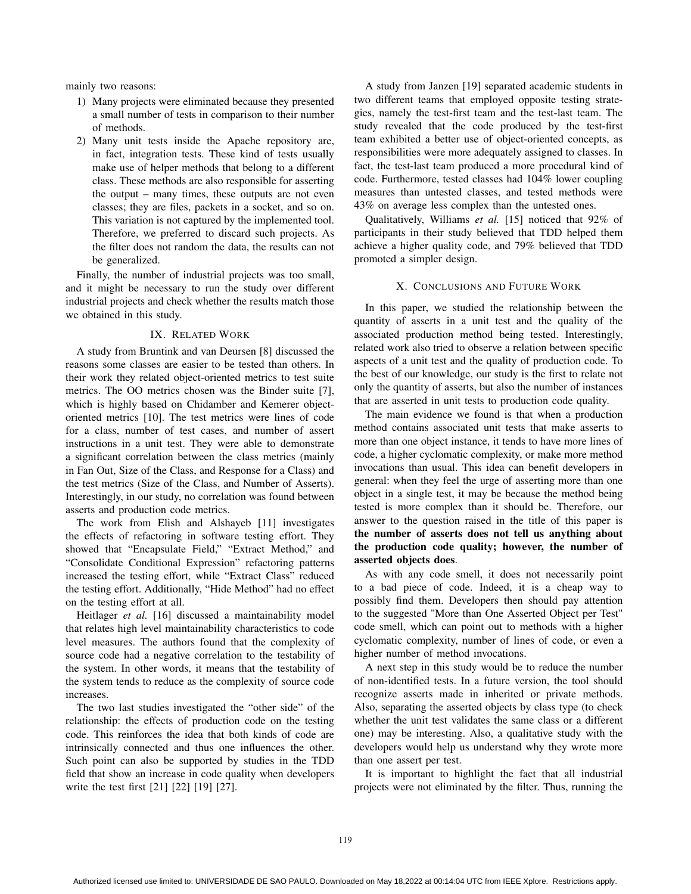mainly two reasons:

1) Many projects were eliminated because they presented a small number of tests in comparison to their number of methods.
2) Many unit tests inside the Apache repository are, in fact, integration tests. These kind of tests usually make use of helper methods that belong to a different class. These methods are also responsible for asserting the output – many times, these outputs are not even classes; they are files, packets in a socket, and so on. This variation is not captured by the implemented tool. Therefore, we preferred to discard such projects. As the filter does not random the data, the results can not be generalized.

Finally, the number of industrial projects was too small, and it might be necessary to run the study over different industrial projects and check whether the results match those we obtained in this study.

## IX. Related Work

A study from Bruntink and van Deursen [8] discussed the reasons some classes are easier to be tested than others. In their work they related object-oriented metrics to test suite metrics. The OO metrics chosen was the Binder suite [7], which is highly based on Chidamber and Kemerer object-oriented metrics [10]. The test metrics were lines of code for a class, number of test cases, and number of assert instructions in a unit test. They were able to demonstrate a significant correlation between the class metrics (mainly in Fan Out, Size of the Class, and Response for a Class) and the test metrics (Size of the Class, and Number of Asserts). Interestingly, in our study, no correlation was found between asserts and production code metrics.

The work from Elish and Alshayeb [11] investigates the effects of refactoring in software testing effort. They showed that "Encapsulate Field," "Extract Method," and "Consolidate Conditional Expression" refactoring patterns increased the testing effort, while "Extract Class" reduced the testing effort. Additionally, "Hide Method" had no effect on the testing effort at all.

Heitlager *et al.* [16] discussed a maintainability model that relates high level maintainability characteristics to code level measures. The authors found that the complexity of source code had a negative correlation to the testability of the system. In other words, it means that the testability of the system tends to reduce as the complexity of source code increases.

The two last studies investigated the "other side" of the relationship: the effects of production code on the testing code. This reinforces the idea that both kinds of code are intrinsically connected and thus one influences the other. Such point can also be supported by studies in the TDD field that show an increase in code quality when developers write the test first [21] [22] [19] [27].

A study from Janzen [19] separated academic students in two different teams that employed opposite testing strategies, namely the test-first team and the test-last team. The study revealed that the code produced by the test-first team exhibited a better use of object-oriented concepts, as responsibilities were more adequately assigned to classes. In fact, the test-last team produced a more procedural kind of code. Furthermore, tested classes had 104% lower coupling measures than untested classes, and tested methods were 43% on average less complex than the untested ones.

Qualitatively, Williams *et al.* [15] noticed that 92% of participants in their study believed that TDD helped them achieve a higher quality code, and 79% believed that TDD promoted a simpler design.

## X. Conclusions and Future Work

In this paper, we studied the relationship between the quantity of asserts in a unit test and the quality of the associated production method being tested. Interestingly, related work also tried to observe a relation between specific aspects of a unit test and the quality of production code. To the best of our knowledge, our study is the first to relate not only the quantity of asserts, but also the number of instances that are asserted in unit tests to production code quality.

The main evidence we found is that when a production method contains associated unit tests that make asserts to more than one object instance, it tends to have more lines of code, a higher cyclomatic complexity, or make more method invocations than usual. This idea can benefit developers in general: when they feel the urge of asserting more than one object in a single test, it may be because the method being tested is more complex than it should be. Therefore, our answer to the question raised in the title of this paper is **the number of asserts does not tell us anything about the production code quality; however, the number of asserted objects does**.

As with any code smell, it does not necessarily point to a bad piece of code. Indeed, it is a cheap way to possibly find them. Developers then should pay attention to the suggested "More than One Asserted Object per Test" code smell, which can point out to methods with a higher cyclomatic complexity, number of lines of code, or even a higher number of method invocations.

A next step in this study would be to reduce the number of non-identified tests. In a future version, the tool should recognize asserts made in inherited or private methods. Also, separating the asserted objects by class type (to check whether the unit test validates the same class or a different one) may be interesting. Also, a qualitative study with the developers would help us understand why they wrote more than one assert per test.

It is important to highlight the fact that all industrial projects were not eliminated by the filter. Thus, running the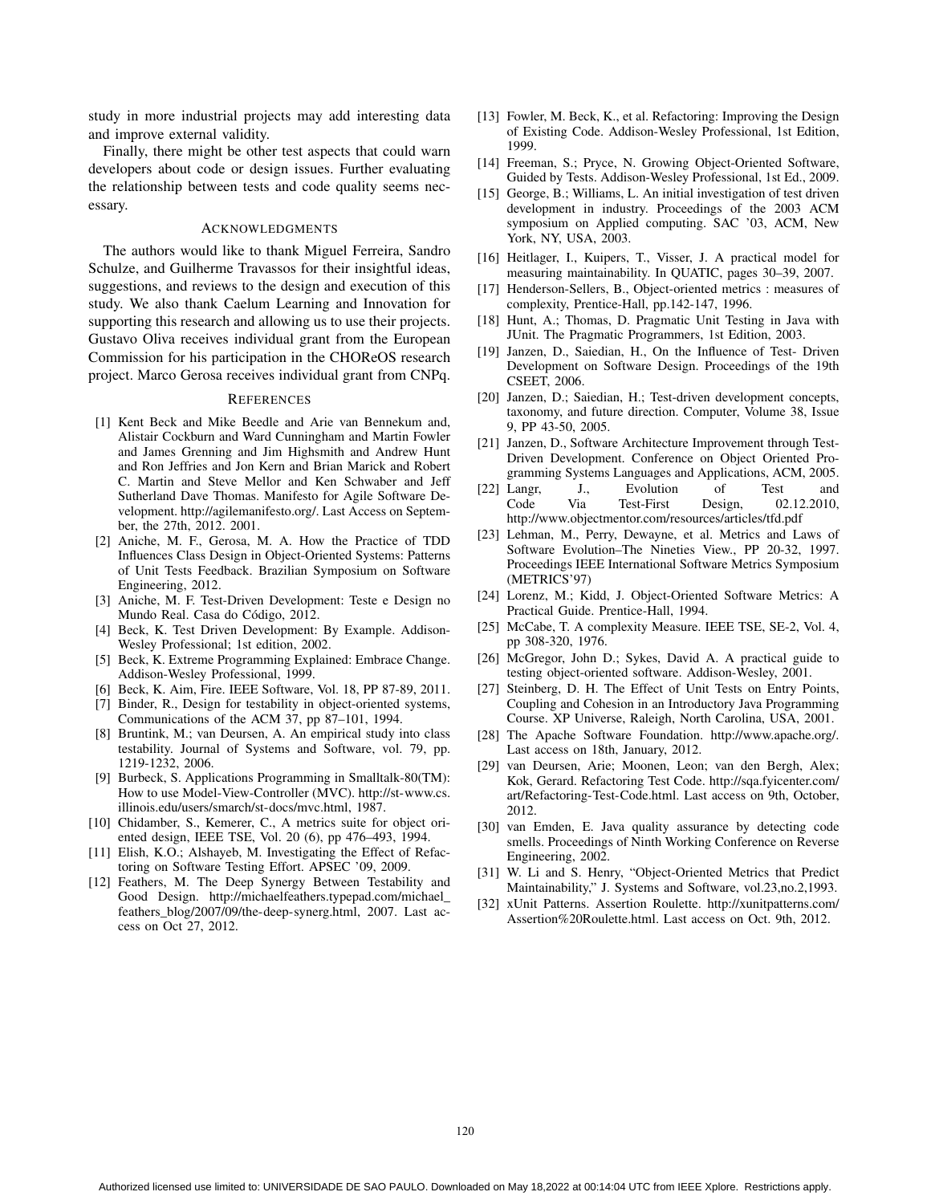study in more industrial projects may add interesting data and improve external validity.

Finally, there might be other test aspects that could warn developers about code or design issues. Further evaluating the relationship between tests and code quality seems necessary.

## Acknowledgments

The authors would like to thank Miguel Ferreira, Sandro Schulze, and Guilherme Travassos for their insightful ideas, suggestions, and reviews to the design and execution of this study. We also thank Caelum Learning and Innovation for supporting this research and allowing us to use their projects. Gustavo Oliva receives individual grant from the European Commission for his participation in the CHOReOS research project. Marco Gerosa receives individual grant from CNPq.

## References

[1] Kent Beck and Mike Beedle and Arie van Bennekum and, Alistair Cockburn and Ward Cunningham and Martin Fowler and James Grenning and Jim Highsmith and Andrew Hunt and Ron Jeffries and Jon Kern and Brian Marick and Robert C. Martin and Steve Mellor and Ken Schwaber and Jeff Sutherland Dave Thomas. Manifesto for Agile Software Development. http://agilemanifesto.org/. Last Access on September, the 27th, 2012. 2001.

[2] Aniche, M. F., Gerosa, M. A. How the Practice of TDD Influences Class Design in Object-Oriented Systems: Patterns of Unit Tests Feedback. Brazilian Symposium on Software Engineering, 2012.

[3] Aniche, M. F. Test-Driven Development: Teste e Design no Mundo Real. Casa do Código, 2012.

[4] Beck, K. Test Driven Development: By Example. Addison-Wesley Professional; 1st edition, 2002.

[5] Beck, K. Extreme Programming Explained: Embrace Change. Addison-Wesley Professional, 1999.

[6] Beck, K. Aim, Fire. IEEE Software, Vol. 18, PP 87-89, 2011.

[7] Binder, R., Design for testability in object-oriented systems, Communications of the ACM 37, pp 87–101, 1994.

[8] Bruntink, M.; van Deursen, A. An empirical study into class testability. Journal of Systems and Software, vol. 79, pp. 1219-1232, 2006.

[9] Burbeck, S. Applications Programming in Smalltalk-80(TM): How to use Model-View-Controller (MVC). http://st-www.cs.illinois.edu/users/smarch/st-docs/mvc.html, 1987.

[10] Chidamber, S., Kemerer, C., A metrics suite for object oriented design, IEEE TSE, Vol. 20 (6), pp 476–493, 1994.

[11] Elish, K.O.; Alshayeb, M. Investigating the Effect of Refactoring on Software Testing Effort. APSEC '09, 2009.

[12] Feathers, M. The Deep Synergy Between Testability and Good Design. http://michaelfeathers.typepad.com/michael_feathers_blog/2007/09/the-deep-synerg.html, 2007. Last access on Oct 27, 2012.

[13] Fowler, M. Beck, K., et al. Refactoring: Improving the Design of Existing Code. Addison-Wesley Professional, 1st Edition, 1999.

[14] Freeman, S.; Pryce, N. Growing Object-Oriented Software, Guided by Tests. Addison-Wesley Professional, 1st Ed., 2009.

[15] George, B.; Williams, L. An initial investigation of test driven development in industry. Proceedings of the 2003 ACM symposium on Applied computing. SAC '03, ACM, New York, NY, USA, 2003.

[16] Heitlager, I., Kuipers, T., Visser, J. A practical model for measuring maintainability. In QUATIC, pages 30–39, 2007.

[17] Henderson-Sellers, B., Object-oriented metrics : measures of complexity, Prentice-Hall, pp.142-147, 1996.

[18] Hunt, A.; Thomas, D. Pragmatic Unit Testing in Java with JUnit. The Pragmatic Programmers, 1st Edition, 2003.

[19] Janzen, D., Saiedian, H., On the Influence of Test- Driven Development on Software Design. Proceedings of the 19th CSEET, 2006.

[20] Janzen, D.; Saiedian, H.; Test-driven development concepts, taxonomy, and future direction. Computer, Volume 38, Issue 9, PP 43-50, 2005.

[21] Janzen, D., Software Architecture Improvement through Test-Driven Development. Conference on Object Oriented Programming Systems Languages and Applications, ACM, 2005.

[22] Langr, J., Evolution of Test and Code Via Test-First Design, 02.12.2010, http://www.objectmentor.com/resources/articles/tfd.pdf

[23] Lehman, M., Perry, Dewayne, et al. Metrics and Laws of Software Evolution–The Nineties View., PP 20-32, 1997. Proceedings IEEE International Software Metrics Symposium (METRICS'97)

[24] Lorenz, M.; Kidd, J. Object-Oriented Software Metrics: A Practical Guide. Prentice-Hall, 1994.

[25] McCabe, T. A complexity Measure. IEEE TSE, SE-2, Vol. 4, pp 308-320, 1976.

[26] McGregor, John D.; Sykes, David A. A practical guide to testing object-oriented software. Addison-Wesley, 2001.

[27] Steinberg, D. H. The Effect of Unit Tests on Entry Points, Coupling and Cohesion in an Introductory Java Programming Course. XP Universe, Raleigh, North Carolina, USA, 2001.

[28] The Apache Software Foundation. http://www.apache.org/. Last access on 18th, January, 2012.

[29] van Deursen, Arie; Moonen, Leon; van den Bergh, Alex; Kok, Gerard. Refactoring Test Code. http://sqa.fyicenter.com/art/Refactoring-Test-Code.html. Last access on 9th, October, 2012.

[30] van Emden, E. Java quality assurance by detecting code smells. Proceedings of Ninth Working Conference on Reverse Engineering, 2002.

[31] W. Li and S. Henry, "Object-Oriented Metrics that Predict Maintainability," J. Systems and Software, vol.23,no.2,1993.

[32] xUnit Patterns. Assertion Roulette. http://xunitpatterns.com/Assertion%20Roulette.html. Last access on Oct. 9th, 2012.